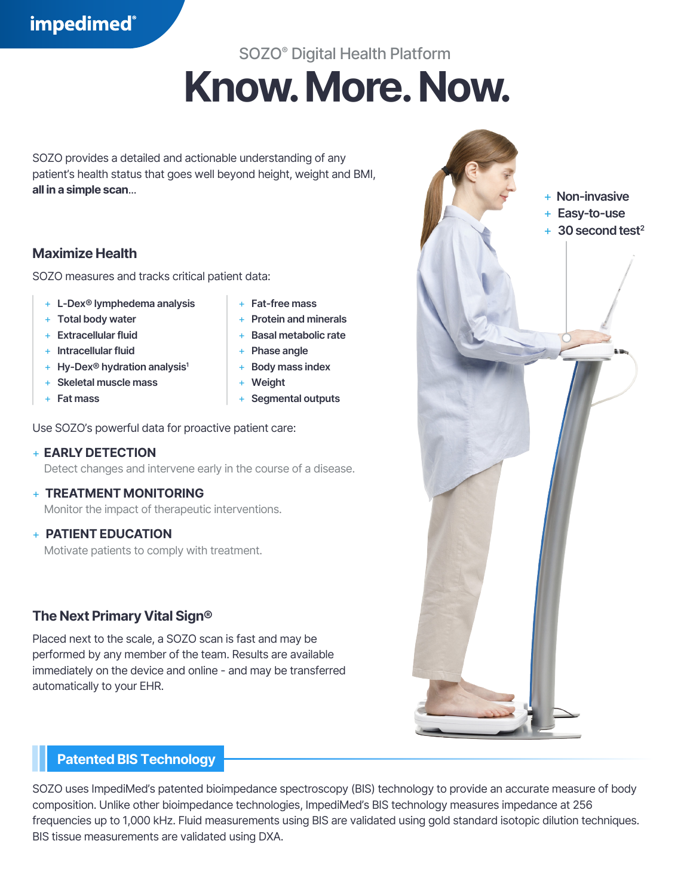impedimed®

SOZO® Digital Health Platform

# Know. More. Now.

SOZO provides a detailed and actionable understanding of any patient's health status that goes well beyond height, weight and BMI, **all in a simple scan**...

- Non-invasive
- Easy-to-use
- 30 second test[2]

## Maximize Health

SOZO measures and tracks critical patient data:

- L-Dex® lymphedema analysis
- Total body water
- Extracellular fluid
- Intracellular fluid
- Hy-Dex® hydration analysis[1]
- Skeletal muscle mass
- Fat mass
- Fat-free mass
- Protein and minerals
- Basal metabolic rate
- Phase angle
- Body mass index
- Weight
- Segmental outputs

Use SOZO's powerful data for proactive patient care:

- **EARLY DETECTION**
  Detect changes and intervene early in the course of a disease.
- **TREATMENT MONITORING**
  Monitor the impact of therapeutic interventions.
- **PATIENT EDUCATION**
  Motivate patients to comply with treatment.

## The Next Primary Vital Sign®

Placed next to the scale, a SOZO scan is fast and may be performed by any member of the team. Results are available immediately on the device and online - and may be transferred automatically to your EHR.

## Patented BIS Technology

SOZO uses ImpediMed's patented bioimpedance spectroscopy (BIS) technology to provide an accurate measure of body composition. Unlike other bioimpedance technologies, ImpediMed's BIS technology measures impedance at 256 frequencies up to 1,000 kHz. Fluid measurements using BIS are validated using gold standard isotopic dilution techniques. BIS tissue measurements are validated using DXA.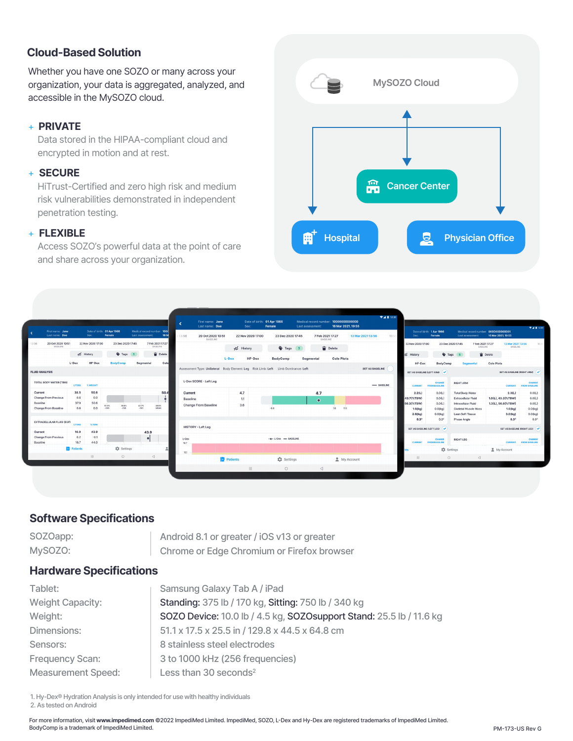## Cloud-Based Solution

Whether you have one SOZO or many across your organization, your data is aggregated, analyzed, and accessible in the MySOZO cloud.

+ **PRIVATE**
  Data stored in the HIPAA-compliant cloud and encrypted in motion and at rest.

+ **SECURE**
  HiTrust-Certified and zero high risk and medium risk vulnerabilities demonstrated in independent penetration testing.

+ **FLEXIBLE**
  Access SOZO's powerful data at the point of care and share across your organization.

MySOZO Cloud

Cancer Center

Hospital

Physician Office

## Software Specifications

| | |
|---|---|
| SOZOapp: | Android 8.1 or greater / iOS v13 or greater |
| MySOZO: | Chrome or Edge Chromium or Firefox browser |

## Hardware Specifications

| | |
|---|---|
| Tablet: | Samsung Galaxy Tab A / iPad |
| Weight Capacity: | **Standing:** 375 lb / 170 kg, **Sitting:** 750 lb / 340 kg |
| Weight: | **SOZO Device:** 10.0 lb / 4.5 kg, **SOZOsupport Stand:** 25.5 lb / 11.6 kg |
| Dimensions: | 51.1 x 17.5 x 25.5 in / 129.8 x 44.5 x 64.8 cm |
| Sensors: | 8 stainless steel electrodes |
| Frequency Scan: | 3 to 1000 kHz (256 frequencies) |
| Measurement Speed: | Less than 30 seconds[2] |

1. Hy-Dex® Hydration Analysis is only intended for use with healthy individuals
2. As tested on Android

For more information, visit **www.impedimed.com** ©2022 ImpediMed Limited. ImpediMed, SOZO, L-Dex and Hy-Dex are registered trademarks of ImpediMed Limited. BodyComp is a trademark of ImpediMed Limited.

PM-173-US Rev G